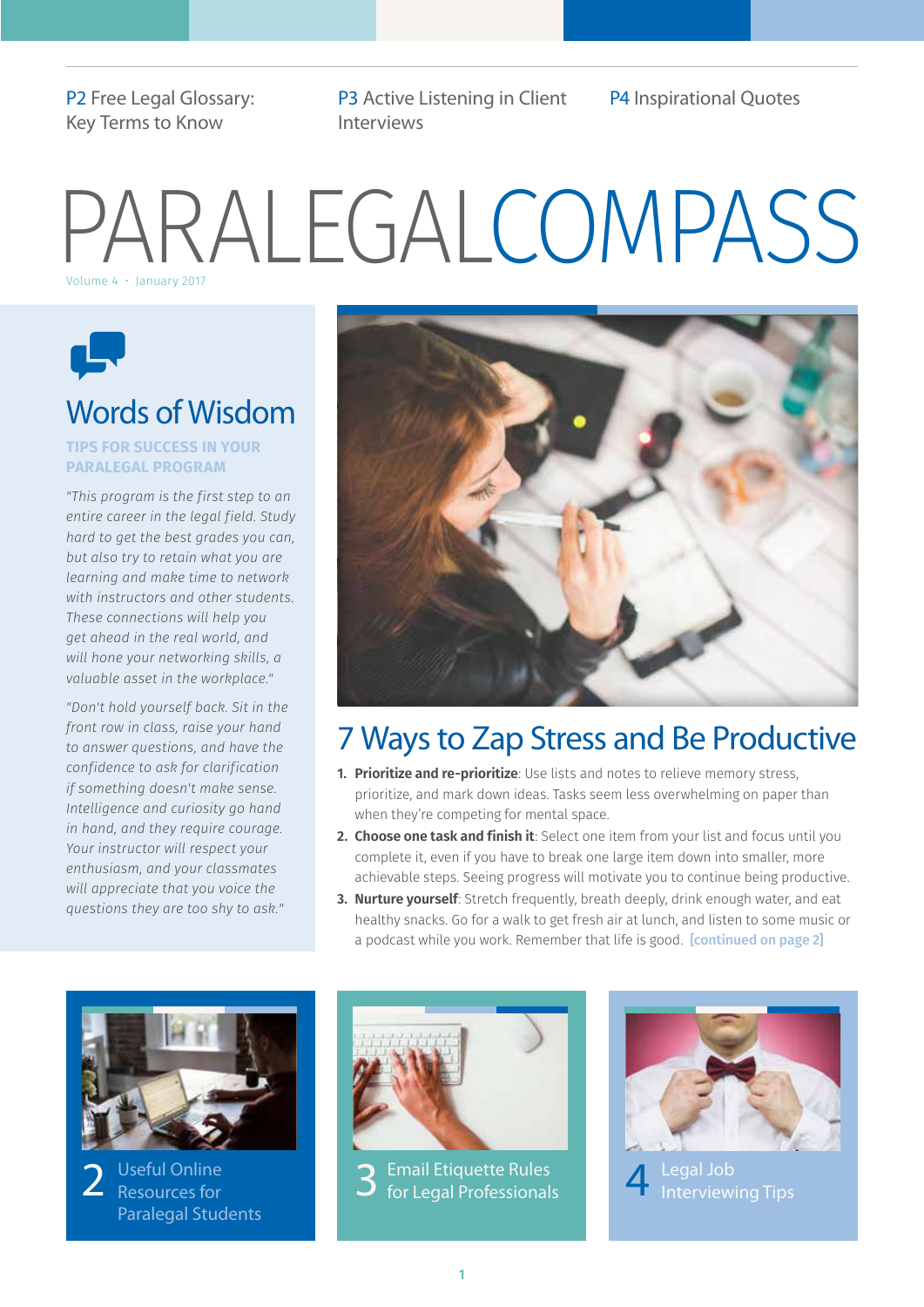P2 Free Legal Glossary: Key Terms to Know

P3 Active Listening in Client Interviews

P4 Inspirational Quotes

# PARALEGALCOMPASS

Volume 4 • January 2017

## Words of Wisdom

### TIPS FOR SUCCESS IN YOUR PARALEGAL PROGRAM

*"This program is the first step to an entire career in the legal field. Study hard to get the best grades you can, but also try to retain what you are learning and make time to network with instructors and other students. These connections will help you get ahead in the real world, and will hone your networking skills, a valuable asset in the workplace."*

*"Don't hold yourself back. Sit in the front row in class, raise your hand to answer questions, and have the confidence to ask for clarification if something doesn't make sense. Intelligence and curiosity go hand in hand, and they require courage. Your instructor will respect your enthusiasm, and your classmates will appreciate that you voice the questions they are too shy to ask."*

## 7 Ways to Zap Stress and Be Productive

1. **Prioritize and re-prioritize**: Use lists and notes to relieve memory stress, prioritize, and mark down ideas. Tasks seem less overwhelming on paper than when they're competing for mental space.
2. **Choose one task and finish it**: Select one item from your list and focus until you complete it, even if you have to break one large item down into smaller, more achievable steps. Seeing progress will motivate you to continue being productive.
3. **Nurture yourself**: Stretch frequently, breath deeply, drink enough water, and eat healthy snacks. Go for a walk to get fresh air at lunch, and listen to some music or a podcast while you work. Remember that life is good. **[continued on page 2]**

2 Useful Online Resources for Paralegal Students

3 Email Etiquette Rules for Legal Professionals

4 Legal Job Interviewing Tips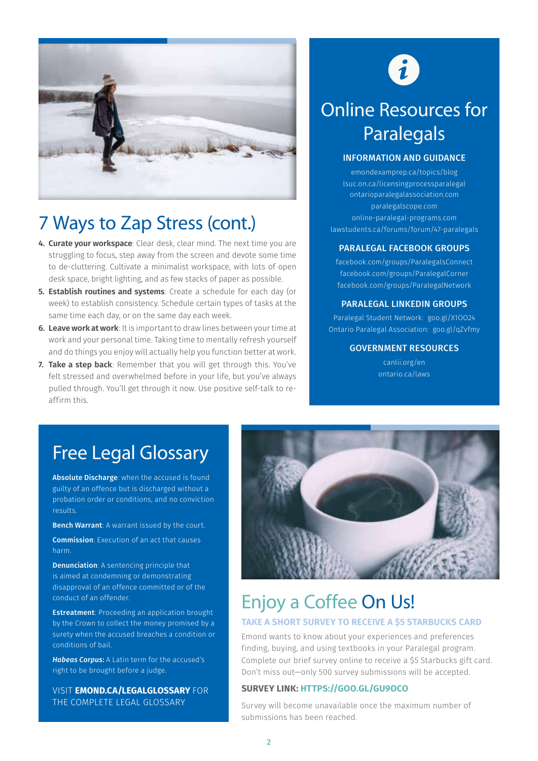## 7 Ways to Zap Stress (cont.)

4. **Curate your workspace**: Clear desk, clear mind. The next time you are struggling to focus, step away from the screen and devote some time to de-cluttering. Cultivate a minimalist workspace, with lots of open desk space, bright lighting, and as few stacks of paper as possible.
5. **Establish routines and systems**: Create a schedule for each day (or week) to establish consistency. Schedule certain types of tasks at the same time each day, or on the same day each week.
6. **Leave work at work**: It is important to draw lines between your time at work and your personal time. Taking time to mentally refresh yourself and do things you enjoy will actually help you function better at work.
7. **Take a step back**: Remember that you will get through this. You've felt stressed and overwhelmed before in your life, but you've always pulled through. You'll get through it now. Use positive self-talk to re-affirm this.

## Online Resources for Paralegals

### INFORMATION AND GUIDANCE

emondexamprep.ca/topics/blog
lsuc.on.ca/licensingprocessparalegal
ontarioparalegalassociation.com
paralegalscope.com
online-paralegal-programs.com
lawstudents.ca/forums/forum/47-paralegals

### PARALEGAL FACEBOOK GROUPS

facebook.com/groups/ParalegalsConnect
facebook.com/groups/ParalegalCorner
facebook.com/groups/ParalegalNetwork

### PARALEGAL LINKEDIN GROUPS

Paralegal Student Network: goo.gl/X1OO24
Ontario Paralegal Association: goo.gl/qZvfmy

### GOVERNMENT RESOURCES

canlii.org/en
ontario.ca/laws

## Free Legal Glossary

**Absolute Discharge**: when the accused is found guilty of an offence but is discharged without a probation order or conditions, and no conviction results.

**Bench Warrant**: A warrant issued by the court.

**Commission**: Execution of an act that causes harm.

**Denunciation**: A sentencing principle that is aimed at condemning or demonstrating disapproval of an offence committed or of the conduct of an offender.

**Estreatment**: Proceeding an application brought by the Crown to collect the money promised by a surety when the accused breaches a condition or conditions of bail.

***Habeas Corpus*:** A Latin term for the accused's right to be brought before a judge.

VISIT **EMOND.CA/LEGALGLOSSARY** FOR THE COMPLETE LEGAL GLOSSARY

## Enjoy a Coffee On Us!

### TAKE A SHORT SURVEY TO RECEIVE A $5 STARBUCKS CARD

Emond wants to know about your experiences and preferences finding, buying, and using textbooks in your Paralegal program. Complete our brief survey online to receive a $5 Starbucks gift card. Don't miss out—only 500 survey submissions will be accepted.

**SURVEY LINK: HTTPS://GOO.GL/GU9OCO**

Survey will become unavailable once the maximum number of submissions has been reached.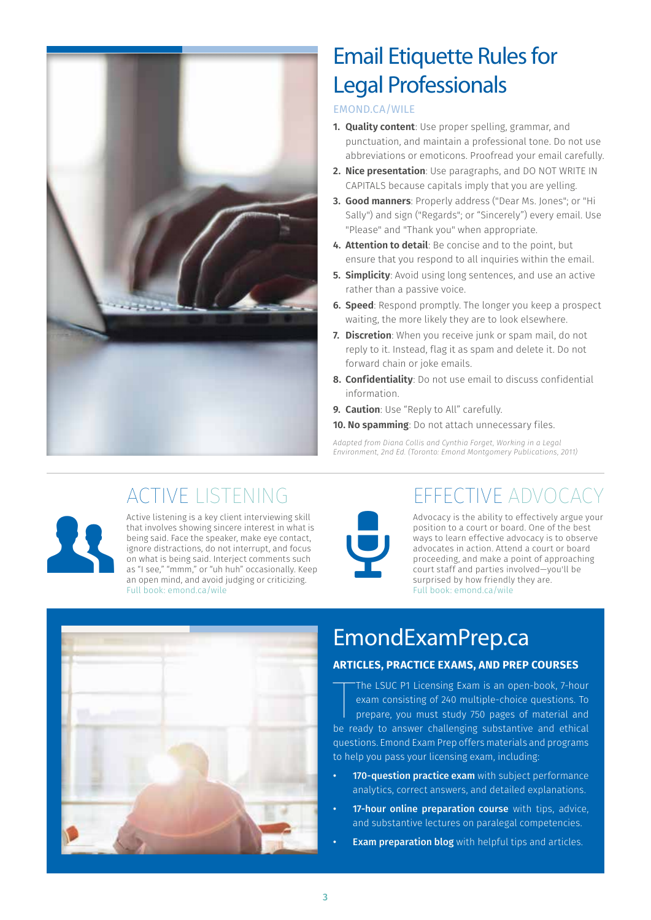# Email Etiquette Rules for Legal Professionals

EMOND.CA/WILE

1. **Quality content**: Use proper spelling, grammar, and punctuation, and maintain a professional tone. Do not use abbreviations or emoticons. Proofread your email carefully.
2. **Nice presentation**: Use paragraphs, and DO NOT WRITE IN CAPITALS because capitals imply that you are yelling.
3. **Good manners**: Properly address ("Dear Ms. Jones"; or "Hi Sally") and sign ("Regards"; or "Sincerely") every email. Use "Please" and "Thank you" when appropriate.
4. **Attention to detail**: Be concise and to the point, but ensure that you respond to all inquiries within the email.
5. **Simplicity**: Avoid using long sentences, and use an active rather than a passive voice.
6. **Speed**: Respond promptly. The longer you keep a prospect waiting, the more likely they are to look elsewhere.
7. **Discretion**: When you receive junk or spam mail, do not reply to it. Instead, flag it as spam and delete it. Do not forward chain or joke emails.
8. **Confidentiality**: Do not use email to discuss confidential information.
9. **Caution**: Use "Reply to All" carefully.
10. **No spamming**: Do not attach unnecessary files.

*Adapted from Diana Collis and Cynthia Forget, Working in a Legal Environment, 2nd Ed. (Toronto: Emond Montgomery Publications, 2011)*

## ACTIVE LISTENING

Active listening is a key client interviewing skill that involves showing sincere interest in what is being said. Face the speaker, make eye contact, ignore distractions, do not interrupt, and focus on what is being said. Interject comments such as "I see," "mmm," or "uh huh" occasionally. Keep an open mind, and avoid judging or criticizing.
Full book: emond.ca/wile

## EFFECTIVE ADVOCACY

Advocacy is the ability to effectively argue your position to a court or board. One of the best ways to learn effective advocacy is to observe advocates in action. Attend a court or board proceeding, and make a point of approaching court staff and parties involved—you'll be surprised by how friendly they are.
Full book: emond.ca/wile

## EmondExamPrep.ca

### ARTICLES, PRACTICE EXAMS, AND PREP COURSES

The LSUC P1 Licensing Exam is an open-book, 7-hour exam consisting of 240 multiple-choice questions. To prepare, you must study 750 pages of material and be ready to answer challenging substantive and ethical questions. Emond Exam Prep offers materials and programs to help you pass your licensing exam, including:

- **170-question practice exam** with subject performance analytics, correct answers, and detailed explanations.
- **17-hour online preparation course** with tips, advice, and substantive lectures on paralegal competencies.
- **Exam preparation blog** with helpful tips and articles.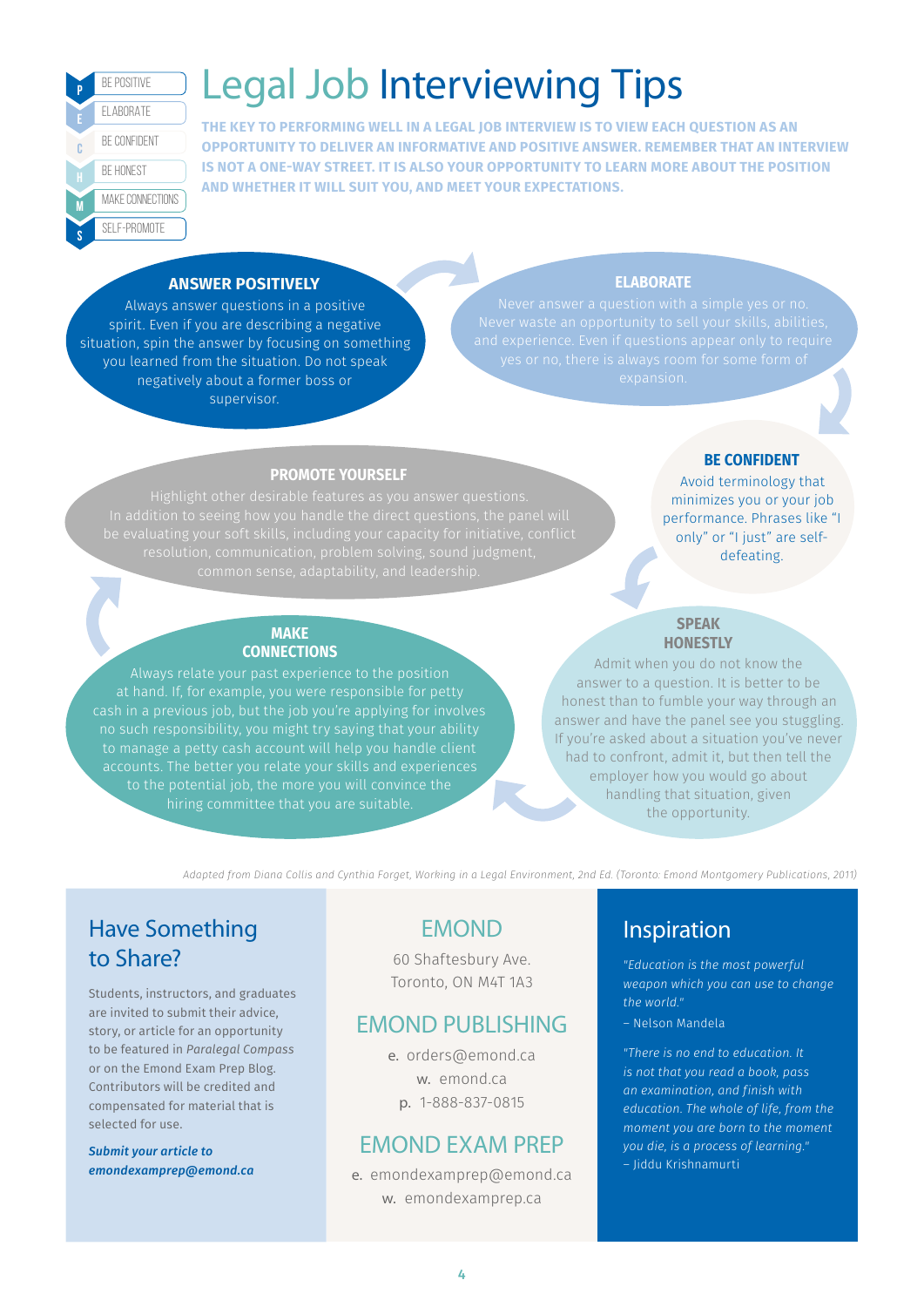- P — BE POSITIVE
- E — ELABORATE
- C — BE CONFIDENT
- H — BE HONEST
- M — MAKE CONNECTIONS
- S — SELF-PROMOTE

# Legal Job Interviewing Tips

**THE KEY TO PERFORMING WELL IN A LEGAL JOB INTERVIEW IS TO VIEW EACH QUESTION AS AN OPPORTUNITY TO DELIVER AN INFORMATIVE AND POSITIVE ANSWER. REMEMBER THAT AN INTERVIEW IS NOT A ONE-WAY STREET. IT IS ALSO YOUR OPPORTUNITY TO LEARN MORE ABOUT THE POSITION AND WHETHER IT WILL SUIT YOU, AND MEET YOUR EXPECTATIONS.**

### ANSWER POSITIVELY

Always answer questions in a positive spirit. Even if you are describing a negative situation, spin the answer by focusing on something you learned from the situation. Do not speak negatively about a former boss or supervisor.

### ELABORATE

Never answer a question with a simple yes or no. Never waste an opportunity to sell your skills, abilities, and experience. Even if questions appear only to require yes or no, there is always room for some form of expansion.

### BE CONFIDENT

Avoid terminology that minimizes you or your job performance. Phrases like "I only" or "I just" are self-defeating.

### SPEAK HONESTLY

Admit when you do not know the answer to a question. It is better to be honest than to fumble your way through an answer and have the panel see you stuggling. If you're asked about a situation you've never had to confront, admit it, but then tell the employer how you would go about handling that situation, given the opportunity.

### MAKE CONNECTIONS

Always relate your past experience to the position at hand. If, for example, you were responsible for petty cash in a previous job, but the job you're applying for involves no such responsibility, you might try saying that your ability to manage a petty cash account will help you handle client accounts. The better you relate your skills and experiences to the potential job, the more you will convince the hiring committee that you are suitable.

### PROMOTE YOURSELF

Highlight other desirable features as you answer questions. In addition to seeing how you handle the direct questions, the panel will be evaluating your soft skills, including your capacity for initiative, conflict resolution, communication, problem solving, sound judgment, common sense, adaptability, and leadership.

*Adapted from Diana Collis and Cynthia Forget, Working in a Legal Environment, 2nd Ed. (Toronto: Emond Montgomery Publications, 2011)*

## Have Something to Share?

Students, instructors, and graduates are invited to submit their advice, story, or article for an opportunity to be featured in *Paralegal Compass* or on the Emond Exam Prep Blog. Contributors will be credited and compensated for material that is selected for use.

***Submit your article to emondexamprep@emond.ca***

## EMOND

60 Shaftesbury Ave.
Toronto, ON M4T 1A3

## EMOND PUBLISHING

e. orders@emond.ca
w. emond.ca
p. 1-888-837-0815

## EMOND EXAM PREP

e. emondexamprep@emond.ca
w. emondexamprep.ca

## Inspiration

*"Education is the most powerful weapon which you can use to change the world."*
– Nelson Mandela

*"There is no end to education. It is not that you read a book, pass an examination, and finish with education. The whole of life, from the moment you are born to the moment you die, is a process of learning."*
– Jiddu Krishnamurti